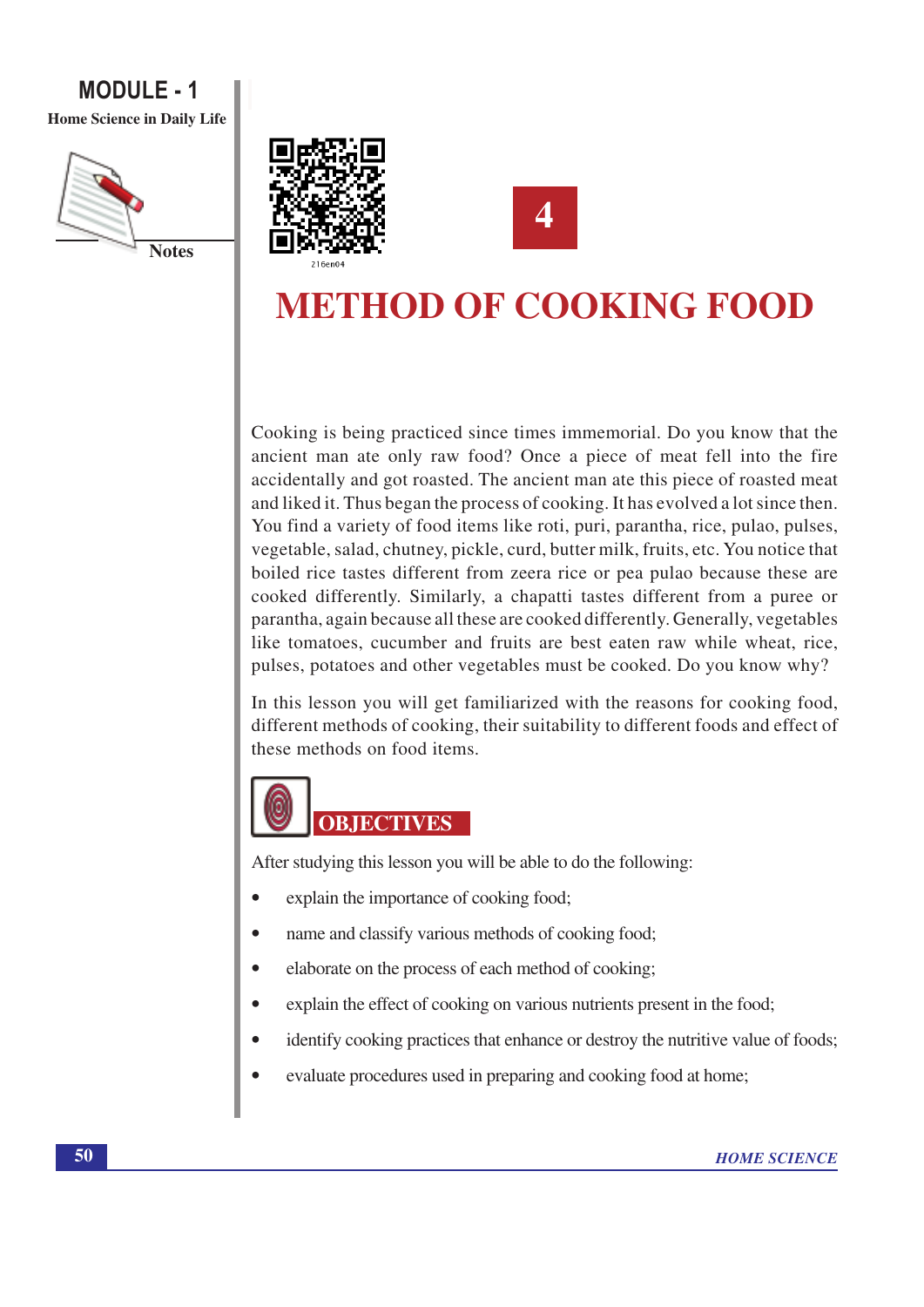# 4

# METHOD OF COOKING FOOD

Cooking is being practiced since times immemorial. Do you know that the ancient man ate only raw food? Once a piece of meat fell into the fire accidentally and got roasted. The ancient man ate this piece of roasted meat and liked it. Thus began the process of cooking. It has evolved a lot since then. You find a variety of food items like roti, puri, parantha, rice, pulao, pulses, vegetable, salad, chutney, pickle, curd, butter milk, fruits, etc. You notice that boiled rice tastes different from zeera rice or pea pulao because these are cooked differently. Similarly, a chapatti tastes different from a puree or parantha, again because all these are cooked differently. Generally, vegetables like tomatoes, cucumber and fruits are best eaten raw while wheat, rice, pulses, potatoes and other vegetables must be cooked. Do you know why?

In this lesson you will get familiarized with the reasons for cooking food, different methods of cooking, their suitability to different foods and effect of these methods on food items.

## OBJECTIVES

After studying this lesson you will be able to do the following:

- explain the importance of cooking food;
- name and classify various methods of cooking food;
- elaborate on the process of each method of cooking;
- explain the effect of cooking on various nutrients present in the food;
- identify cooking practices that enhance or destroy the nutritive value of foods;
- evaluate procedures used in preparing and cooking food at home;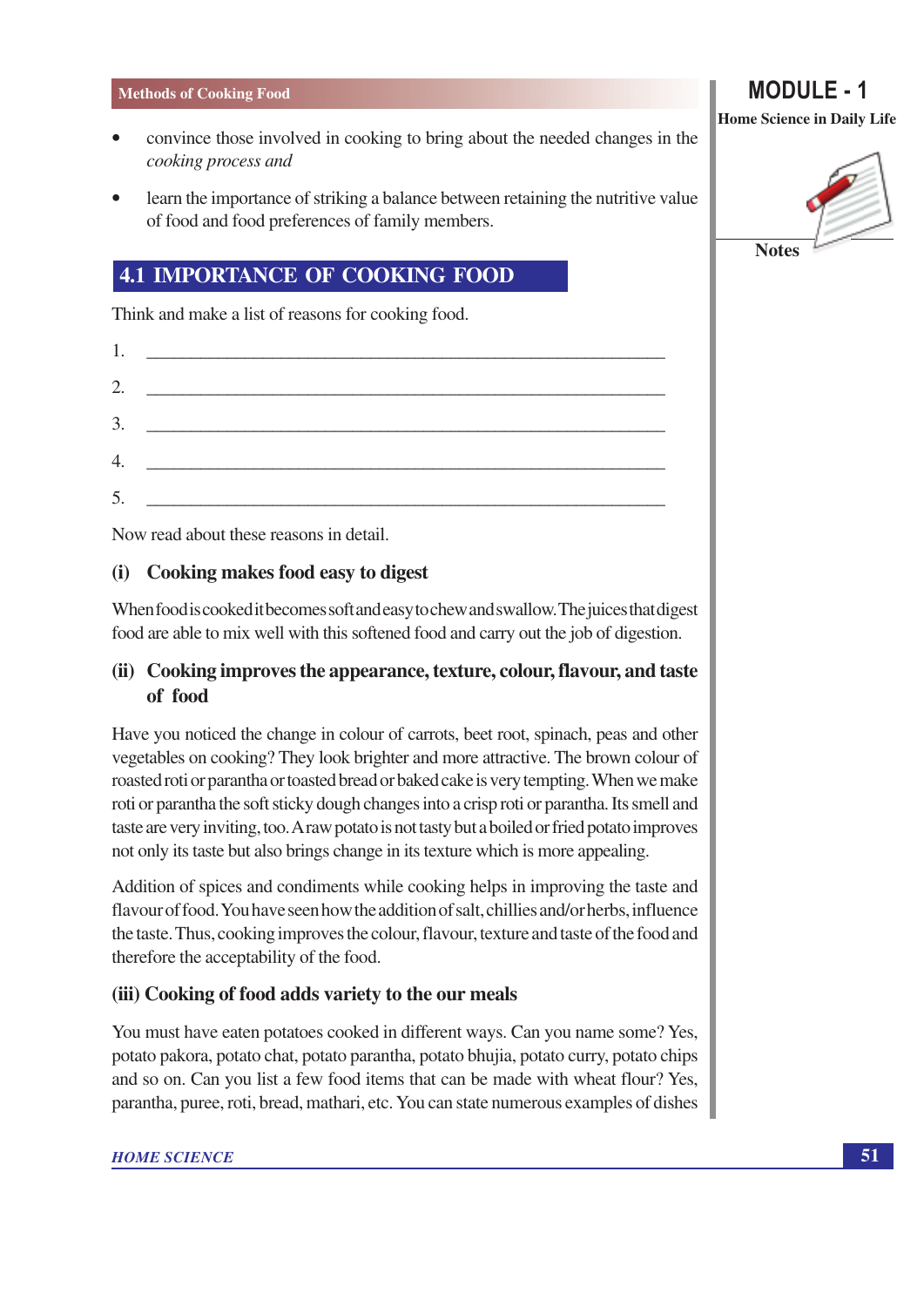- convince those involved in cooking to bring about the needed changes in the *cooking process and*
- learn the importance of striking a balance between retaining the nutritive value of food and food preferences of family members.

## 4.1 IMPORTANCE OF COOKING FOOD

Think and make a list of reasons for cooking food.

1. ______________________________________________________
2. ______________________________________________________
3. ______________________________________________________
4. ______________________________________________________
5. ______________________________________________________

Now read about these reasons in detail.

### (i) Cooking makes food easy to digest

When food is cooked it becomes soft and easy to chew and swallow. The juices that digest food are able to mix well with this softened food and carry out the job of digestion.

### (ii) Cooking improves the appearance, texture, colour, flavour, and taste of food

Have you noticed the change in colour of carrots, beet root, spinach, peas and other vegetables on cooking? They look brighter and more attractive. The brown colour of roasted roti or parantha or toasted bread or baked cake is very tempting. When we make roti or parantha the soft sticky dough changes into a crisp roti or parantha. Its smell and taste are very inviting, too. A raw potato is not tasty but a boiled or fried potato improves not only its taste but also brings change in its texture which is more appealing.

Addition of spices and condiments while cooking helps in improving the taste and flavour of food. You have seen how the addition of salt, chillies and/or herbs, influence the taste. Thus, cooking improves the colour, flavour, texture and taste of the food and therefore the acceptability of the food.

### (iii) Cooking of food adds variety to the our meals

You must have eaten potatoes cooked in different ways. Can you name some? Yes, potato pakora, potato chat, potato parantha, potato bhujia, potato curry, potato chips and so on. Can you list a few food items that can be made with wheat flour? Yes, parantha, puree, roti, bread, mathari, etc. You can state numerous examples of dishes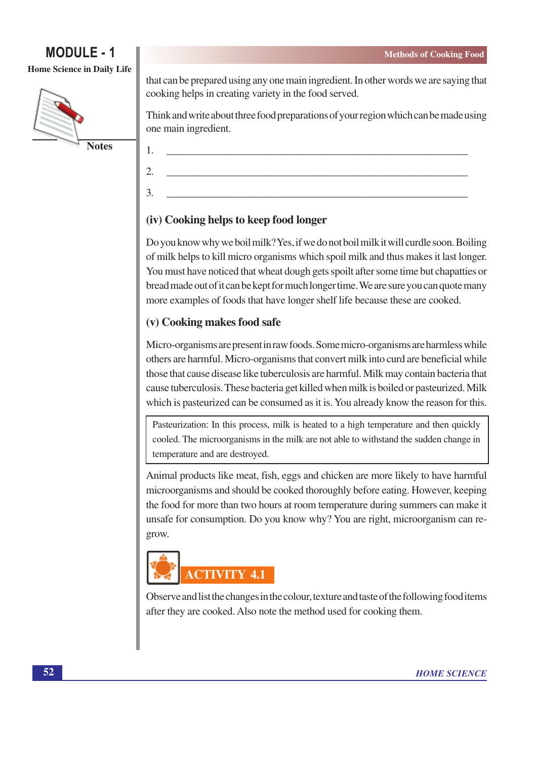that can be prepared using any one main ingredient. In other words we are saying that cooking helps in creating variety in the food served.

Think and write about three food preparations of your region which can be made using one main ingredient.

1. ____________________________________________________________

2. ____________________________________________________________

3. ____________________________________________________________

### (iv) Cooking helps to keep food longer

Do you know why we boil milk? Yes, if we do not boil milk it will curdle soon. Boiling of milk helps to kill micro organisms which spoil milk and thus makes it last longer. You must have noticed that wheat dough gets spoilt after some time but chapatties or bread made out of it can be kept for much longer time. We are sure you can quote many more examples of foods that have longer shelf life because these are cooked.

### (v) Cooking makes food safe

Micro-organisms are present in raw foods. Some micro-organisms are harmless while others are harmful. Micro-organisms that convert milk into curd are beneficial while those that cause disease like tuberculosis are harmful. Milk may contain bacteria that cause tuberculosis. These bacteria get killed when milk is boiled or pasteurized. Milk which is pasteurized can be consumed as it is. You already know the reason for this.

> Pasteurization: In this process, milk is heated to a high temperature and then quickly cooled. The microorganisms in the milk are not able to withstand the sudden change in temperature and are destroyed.

Animal products like meat, fish, eggs and chicken are more likely to have harmful microorganisms and should be cooked thoroughly before eating. However, keeping the food for more than two hours at room temperature during summers can make it unsafe for consumption. Do you know why? You are right, microorganism can re-grow.

## ACTIVITY 4.1

Observe and list the changes in the colour, texture and taste of the following food items after they are cooked. Also note the method used for cooking them.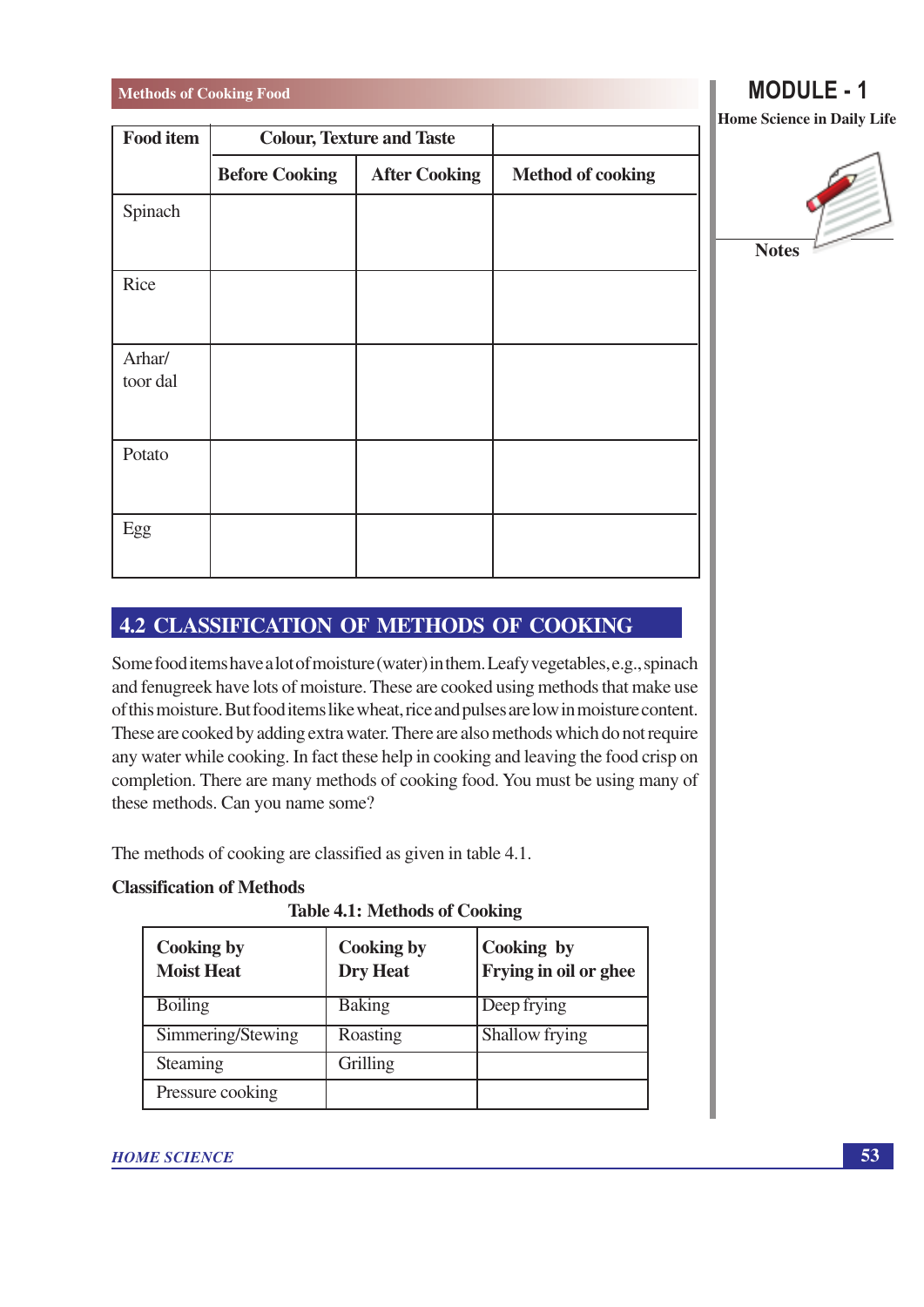| Food item | Colour, Texture and Taste | | |
|---|---|---|---|
| | **Before Cooking** | **After Cooking** | **Method of cooking** |
| Spinach | | | |
| Rice | | | |
| Arhar/ toor dal | | | |
| Potato | | | |
| Egg | | | |

## 4.2 CLASSIFICATION OF METHODS OF COOKING

Some food items have a lot of moisture (water) in them. Leafy vegetables, e.g., spinach and fenugreek have lots of moisture. These are cooked using methods that make use of this moisture. But food items like wheat, rice and pulses are low in moisture content. These are cooked by adding extra water. There are also methods which do not require any water while cooking. In fact these help in cooking and leaving the food crisp on completion. There are many methods of cooking food. You must be using many of these methods. Can you name some?

The methods of cooking are classified as given in table 4.1.

**Classification of Methods**

**Table 4.1: Methods of Cooking**

| Cooking by Moist Heat | Cooking by Dry Heat | Cooking by Frying in oil or ghee |
|---|---|---|
| Boiling | Baking | Deep frying |
| Simmering/Stewing | Roasting | Shallow frying |
| Steaming | Grilling | |
| Pressure cooking | | |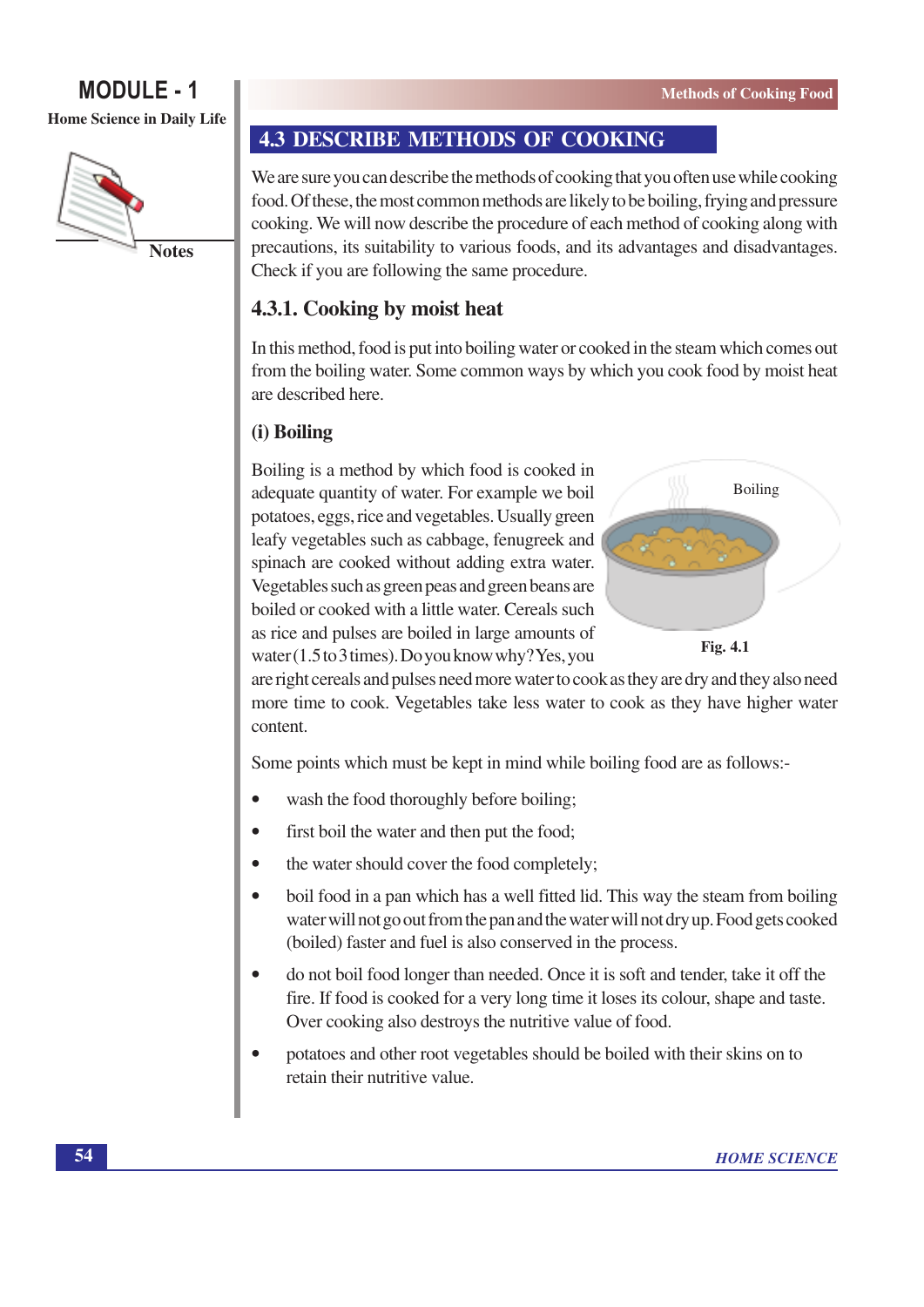## 4.3 DESCRIBE METHODS OF COOKING

We are sure you can describe the methods of cooking that you often use while cooking food. Of these, the most common methods are likely to be boiling, frying and pressure cooking. We will now describe the procedure of each method of cooking along with precautions, its suitability to various foods, and its advantages and disadvantages. Check if you are following the same procedure.

### 4.3.1. Cooking by moist heat

In this method, food is put into boiling water or cooked in the steam which comes out from the boiling water. Some common ways by which you cook food by moist heat are described here.

#### (i) Boiling

Boiling is a method by which food is cooked in adequate quantity of water. For example we boil potatoes, eggs, rice and vegetables. Usually green leafy vegetables such as cabbage, fenugreek and spinach are cooked without adding extra water. Vegetables such as green peas and green beans are boiled or cooked with a little water. Cereals such as rice and pulses are boiled in large amounts of water (1.5 to 3 times). Do you know why? Yes, you are right cereals and pulses need more water to cook as they are dry and they also need more time to cook. Vegetables take less water to cook as they have higher water content.

Boiling

**Fig. 4.1**

Some points which must be kept in mind while boiling food are as follows:-

- wash the food thoroughly before boiling;
- first boil the water and then put the food;
- the water should cover the food completely;
- boil food in a pan which has a well fitted lid. This way the steam from boiling water will not go out from the pan and the water will not dry up. Food gets cooked (boiled) faster and fuel is also conserved in the process.
- do not boil food longer than needed. Once it is soft and tender, take it off the fire. If food is cooked for a very long time it loses its colour, shape and taste. Over cooking also destroys the nutritive value of food.
- potatoes and other root vegetables should be boiled with their skins on to retain their nutritive value.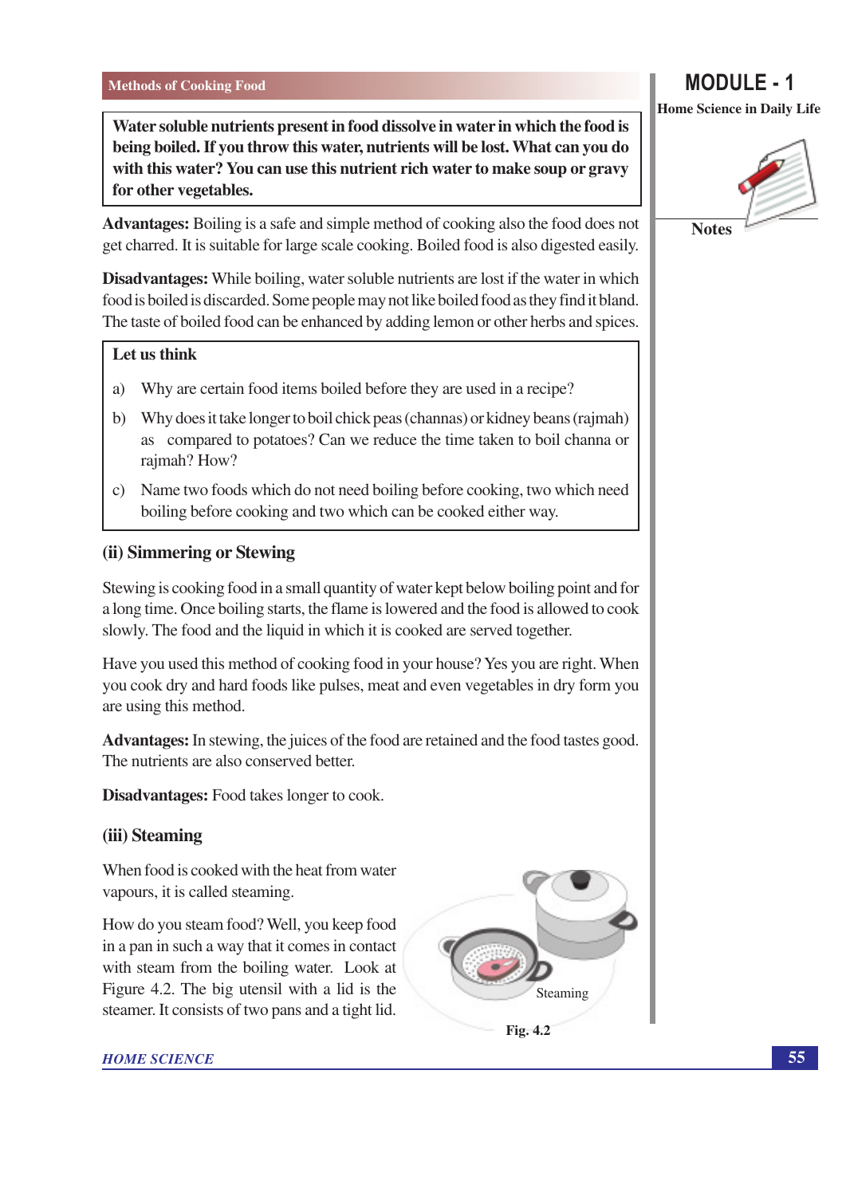**Water soluble nutrients present in food dissolve in water in which the food is being boiled. If you throw this water, nutrients will be lost. What can you do with this water? You can use this nutrient rich water to make soup or gravy for other vegetables.**

**Advantages:** Boiling is a safe and simple method of cooking also the food does not get charred. It is suitable for large scale cooking. Boiled food is also digested easily.

**Disadvantages:** While boiling, water soluble nutrients are lost if the water in which food is boiled is discarded. Some people may not like boiled food as they find it bland. The taste of boiled food can be enhanced by adding lemon or other herbs and spices.

> **Let us think**
>
> a) Why are certain food items boiled before they are used in a recipe?
>
> b) Why does it take longer to boil chick peas (channas) or kidney beans (rajmah) as compared to potatoes? Can we reduce the time taken to boil channa or rajmah? How?
>
> c) Name two foods which do not need boiling before cooking, two which need boiling before cooking and two which can be cooked either way.

### (ii) Simmering or Stewing

Stewing is cooking food in a small quantity of water kept below boiling point and for a long time. Once boiling starts, the flame is lowered and the food is allowed to cook slowly. The food and the liquid in which it is cooked are served together.

Have you used this method of cooking food in your house? Yes you are right. When you cook dry and hard foods like pulses, meat and even vegetables in dry form you are using this method.

**Advantages:** In stewing, the juices of the food are retained and the food tastes good. The nutrients are also conserved better.

**Disadvantages:** Food takes longer to cook.

### (iii) Steaming

When food is cooked with the heat from water vapours, it is called steaming.

How do you steam food? Well, you keep food in a pan in such a way that it comes in contact with steam from the boiling water. Look at Figure 4.2. The big utensil with a lid is the steamer. It consists of two pans and a tight lid.

Steaming

Fig. 4.2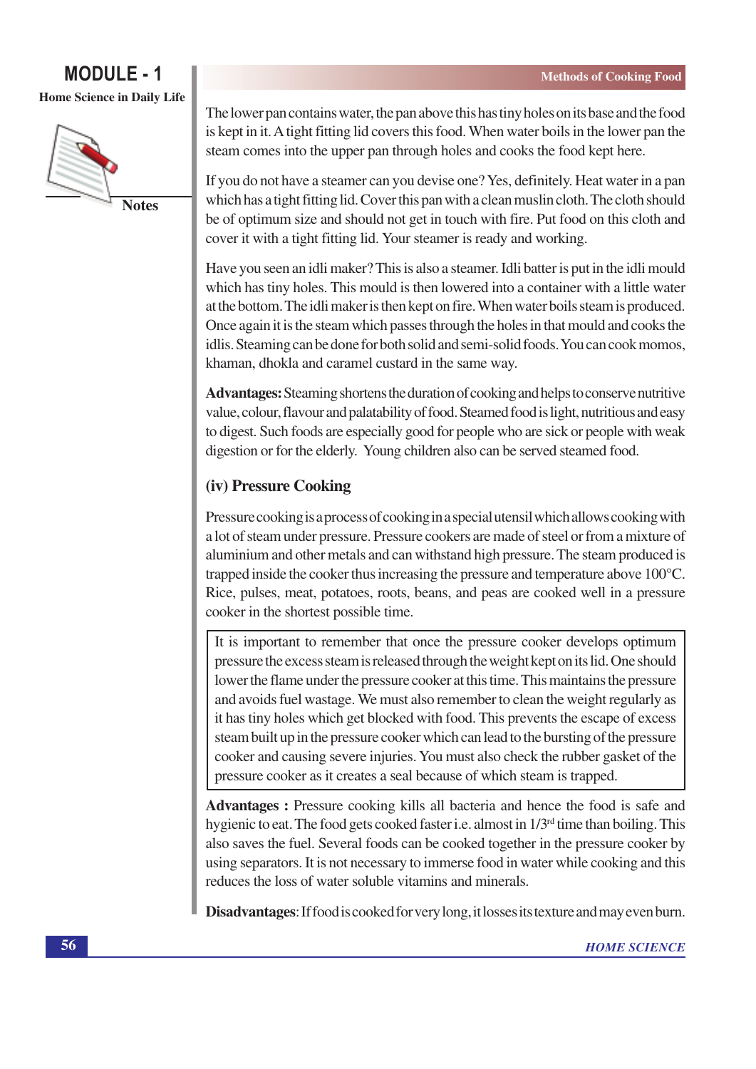The lower pan contains water, the pan above this has tiny holes on its base and the food is kept in it. A tight fitting lid covers this food. When water boils in the lower pan the steam comes into the upper pan through holes and cooks the food kept here.

If you do not have a steamer can you devise one? Yes, definitely. Heat water in a pan which has a tight fitting lid. Cover this pan with a clean muslin cloth. The cloth should be of optimum size and should not get in touch with fire. Put food on this cloth and cover it with a tight fitting lid. Your steamer is ready and working.

Have you seen an idli maker? This is also a steamer. Idli batter is put in the idli mould which has tiny holes. This mould is then lowered into a container with a little water at the bottom. The idli maker is then kept on fire. When water boils steam is produced. Once again it is the steam which passes through the holes in that mould and cooks the idlis. Steaming can be done for both solid and semi-solid foods. You can cook momos, khaman, dhokla and caramel custard in the same way.

**Advantages:** Steaming shortens the duration of cooking and helps to conserve nutritive value, colour, flavour and palatability of food. Steamed food is light, nutritious and easy to digest. Such foods are especially good for people who are sick or people with weak digestion or for the elderly. Young children also can be served steamed food.

### (iv) Pressure Cooking

Pressure cooking is a process of cooking in a special utensil which allows cooking with a lot of steam under pressure. Pressure cookers are made of steel or from a mixture of aluminium and other metals and can withstand high pressure. The steam produced is trapped inside the cooker thus increasing the pressure and temperature above 100°C. Rice, pulses, meat, potatoes, roots, beans, and peas are cooked well in a pressure cooker in the shortest possible time.

> It is important to remember that once the pressure cooker develops optimum pressure the excess steam is released through the weight kept on its lid. One should lower the flame under the pressure cooker at this time. This maintains the pressure and avoids fuel wastage. We must also remember to clean the weight regularly as it has tiny holes which get blocked with food. This prevents the escape of excess steam built up in the pressure cooker which can lead to the bursting of the pressure cooker and causing severe injuries. You must also check the rubber gasket of the pressure cooker as it creates a seal because of which steam is trapped.

**Advantages :** Pressure cooking kills all bacteria and hence the food is safe and hygienic to eat. The food gets cooked faster i.e. almost in 1/3rd time than boiling. This also saves the fuel. Several foods can be cooked together in the pressure cooker by using separators. It is not necessary to immerse food in water while cooking and this reduces the loss of water soluble vitamins and minerals.

**Disadvantages**: If food is cooked for very long, it losses its texture and may even burn.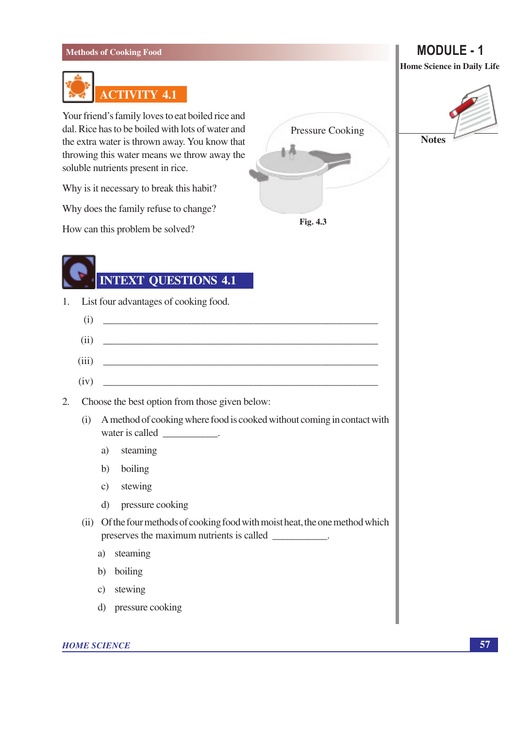## ACTIVITY 4.1

Your friend's family loves to eat boiled rice and dal. Rice has to be boiled with lots of water and the extra water is thrown away. You know that throwing this water means we throw away the soluble nutrients present in rice.

Why is it necessary to break this habit?

Why does the family refuse to change?

How can this problem be solved?

Pressure Cooking

**Fig. 4.3**

## INTEXT QUESTIONS 4.1

1. List four advantages of cooking food.

   (i) ____________________

   (ii) ____________________

   (iii) ____________________

   (iv) ____________________

2. Choose the best option from those given below:

   (i) A method of cooking where food is cooked without coming in contact with water is called ___________.

      a) steaming

      b) boiling

      c) stewing

      d) pressure cooking

   (ii) Of the four methods of cooking food with moist heat, the one method which preserves the maximum nutrients is called ___________.

      a) steaming

      b) boiling

      c) stewing

      d) pressure cooking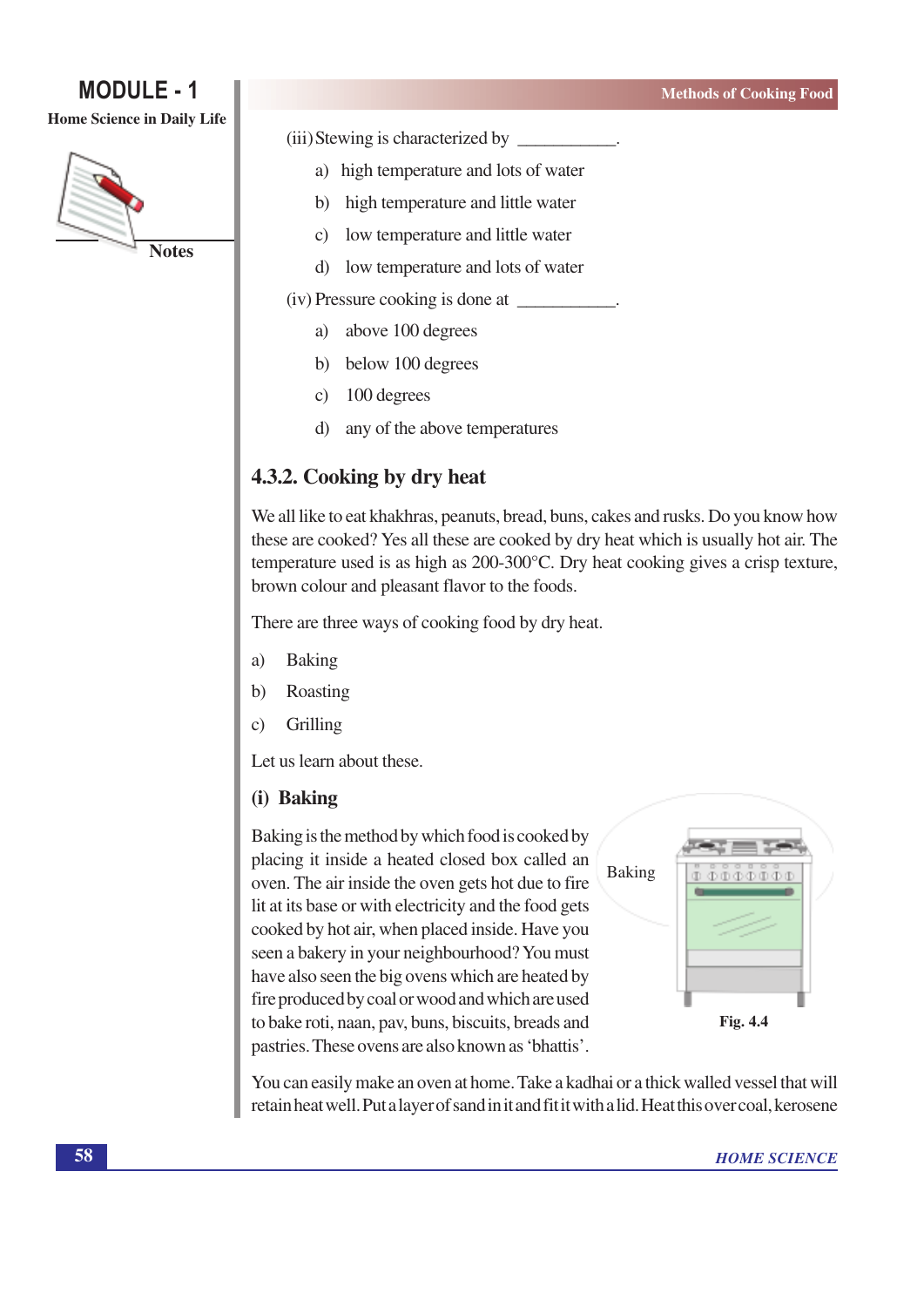(iii) Stewing is characterized by ___________.

a) high temperature and lots of water

b) high temperature and little water

c) low temperature and little water

d) low temperature and lots of water

(iv) Pressure cooking is done at ___________.

a) above 100 degrees

b) below 100 degrees

c) 100 degrees

d) any of the above temperatures

## 4.3.2. Cooking by dry heat

We all like to eat khakhras, peanuts, bread, buns, cakes and rusks. Do you know how these are cooked? Yes all these are cooked by dry heat which is usually hot air. The temperature used is as high as 200-300°C. Dry heat cooking gives a crisp texture, brown colour and pleasant flavor to the foods.

There are three ways of cooking food by dry heat.

a) Baking

b) Roasting

c) Grilling

Let us learn about these.

### (i) Baking

Baking is the method by which food is cooked by placing it inside a heated closed box called an oven. The air inside the oven gets hot due to fire lit at its base or with electricity and the food gets cooked by hot air, when placed inside. Have you seen a bakery in your neighbourhood? You must have also seen the big ovens which are heated by fire produced by coal or wood and which are used to bake roti, naan, pav, buns, biscuits, breads and pastries. These ovens are also known as 'bhattis'.

Baking

Fig. 4.4

You can easily make an oven at home. Take a kadhai or a thick walled vessel that will retain heat well. Put a layer of sand in it and fit it with a lid. Heat this over coal, kerosene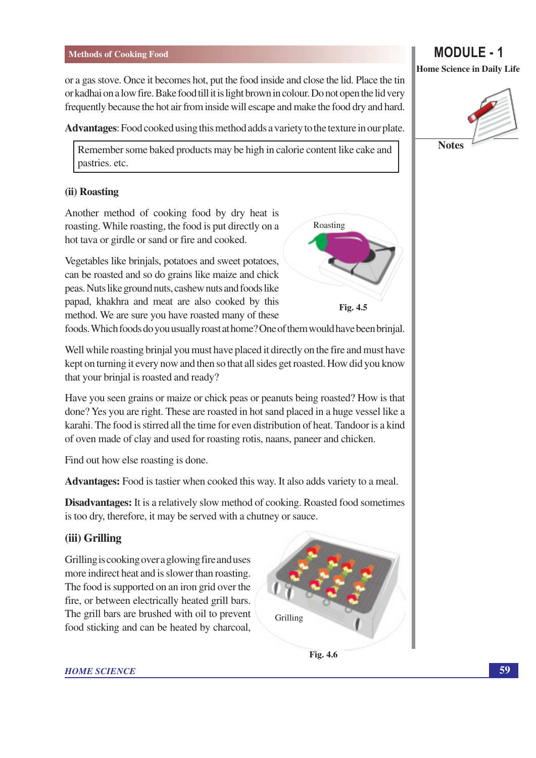or a gas stove. Once it becomes hot, put the food inside and close the lid. Place the tin or kadhai on a low fire. Bake food till it is light brown in colour. Do not open the lid very frequently because the hot air from inside will escape and make the food dry and hard.

**Advantages**: Food cooked using this method adds a variety to the texture in our plate.

> Remember some baked products may be high in calorie content like cake and pastries. etc.

**(ii) Roasting**

Another method of cooking food by dry heat is roasting. While roasting, the food is put directly on a hot tava or girdle or sand or fire and cooked.

Vegetables like brinjals, potatoes and sweet potatoes, can be roasted and so do grains like maize and chick peas. Nuts like ground nuts, cashew nuts and foods like papad, khakhra and meat are also cooked by this method. We are sure you have roasted many of these foods. Which foods do you usually roast at home? One of them would have been brinjal.

Roasting

**Fig. 4.5**

Well while roasting brinjal you must have placed it directly on the fire and must have kept on turning it every now and then so that all sides get roasted. How did you know that your brinjal is roasted and ready?

Have you seen grains or maize or chick peas or peanuts being roasted? How is that done? Yes you are right. These are roasted in hot sand placed in a huge vessel like a karahi. The food is stirred all the time for even distribution of heat. Tandoor is a kind of oven made of clay and used for roasting rotis, naans, paneer and chicken.

Find out how else roasting is done.

**Advantages:** Food is tastier when cooked this way. It also adds variety to a meal.

**Disadvantages:** It is a relatively slow method of cooking. Roasted food sometimes is too dry, therefore, it may be served with a chutney or sauce.

**(iii) Grilling**

Grilling is cooking over a glowing fire and uses more indirect heat and is slower than roasting. The food is supported on an iron grid over the fire, or between electrically heated grill bars. The grill bars are brushed with oil to prevent food sticking and can be heated by charcoal,

Grilling

**Fig. 4.6**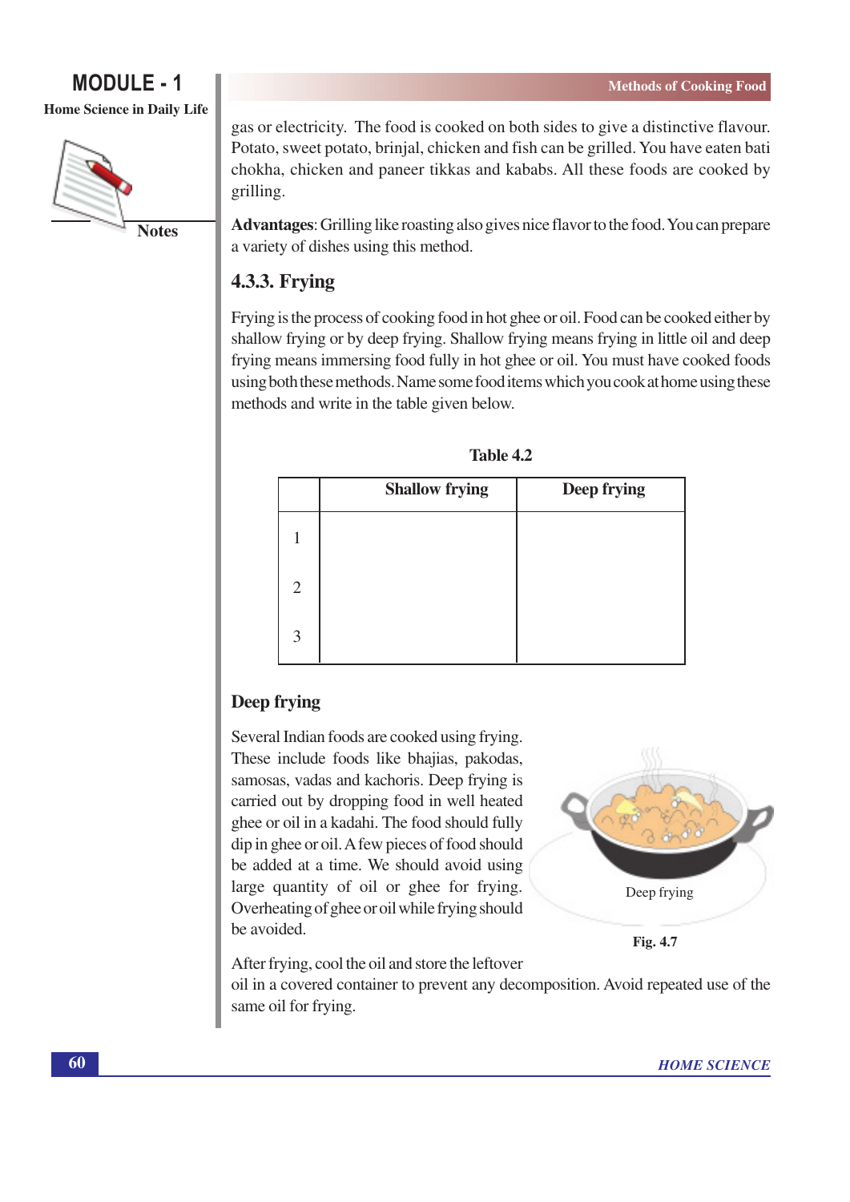gas or electricity. The food is cooked on both sides to give a distinctive flavour. Potato, sweet potato, brinjal, chicken and fish can be grilled. You have eaten bati chokha, chicken and paneer tikkas and kababs. All these foods are cooked by grilling.

**Advantages**: Grilling like roasting also gives nice flavor to the food. You can prepare a variety of dishes using this method.

### 4.3.3. Frying

Frying is the process of cooking food in hot ghee or oil. Food can be cooked either by shallow frying or by deep frying. Shallow frying means frying in little oil and deep frying means immersing food fully in hot ghee or oil. You must have cooked foods using both these methods. Name some food items which you cook at home using these methods and write in the table given below.

**Table 4.2**

| | Shallow frying | Deep frying |
|---|---|---|
| 1 | | |
| 2 | | |
| 3 | | |

#### Deep frying

Several Indian foods are cooked using frying. These include foods like bhajias, pakodas, samosas, vadas and kachoris. Deep frying is carried out by dropping food in well heated ghee or oil in a kadahi. The food should fully dip in ghee or oil. A few pieces of food should be added at a time. We should avoid using large quantity of oil or ghee for frying. Overheating of ghee or oil while frying should be avoided.

Deep frying

**Fig. 4.7**

After frying, cool the oil and store the leftover oil in a covered container to prevent any decomposition. Avoid repeated use of the same oil for frying.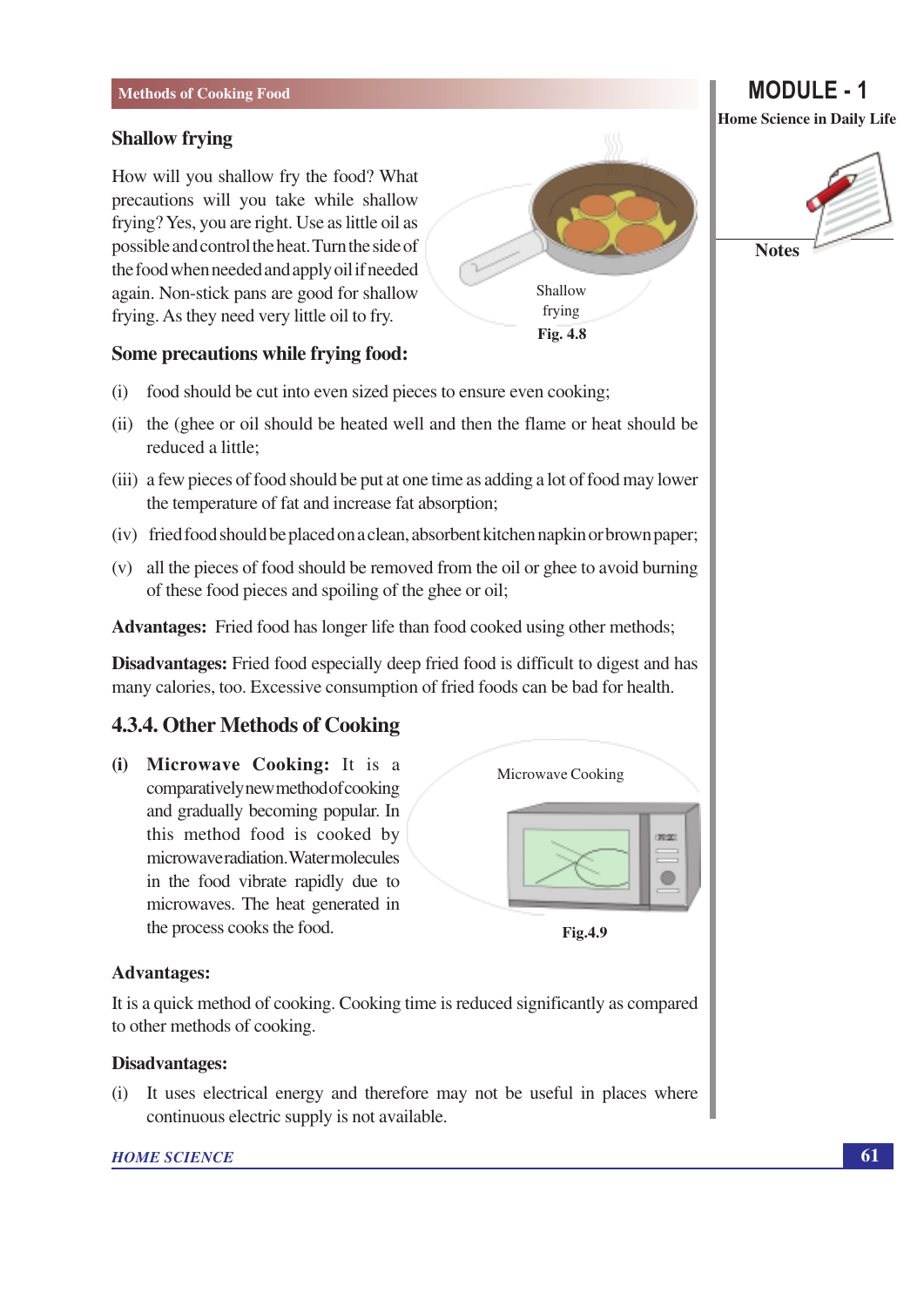## Shallow frying

How will you shallow fry the food? What precautions will you take while shallow frying? Yes, you are right. Use as little oil as possible and control the heat. Turn the side of the food when needed and apply oil if needed again. Non-stick pans are good for shallow frying. As they need very little oil to fry.

Shallow frying

**Fig. 4.8**

### Some precautions while frying food:

(i) food should be cut into even sized pieces to ensure even cooking;

(ii) the (ghee or oil should be heated well and then the flame or heat should be reduced a little;

(iii) a few pieces of food should be put at one time as adding a lot of food may lower the temperature of fat and increase fat absorption;

(iv) fried food should be placed on a clean, absorbent kitchen napkin or brown paper;

(v) all the pieces of food should be removed from the oil or ghee to avoid burning of these food pieces and spoiling of the ghee or oil;

**Advantages:** Fried food has longer life than food cooked using other methods;

**Disadvantages:** Fried food especially deep fried food is difficult to digest and has many calories, too. Excessive consumption of fried foods can be bad for health.

## 4.3.4. Other Methods of Cooking

**(i) Microwave Cooking:** It is a comparatively new method of cooking and gradually becoming popular. In this method food is cooked by microwave radiation. Water molecules in the food vibrate rapidly due to microwaves. The heat generated in the process cooks the food.

Microwave Cooking

**Fig.4.9**

**Advantages:**

It is a quick method of cooking. Cooking time is reduced significantly as compared to other methods of cooking.

**Disadvantages:**

(i) It uses electrical energy and therefore may not be useful in places where continuous electric supply is not available.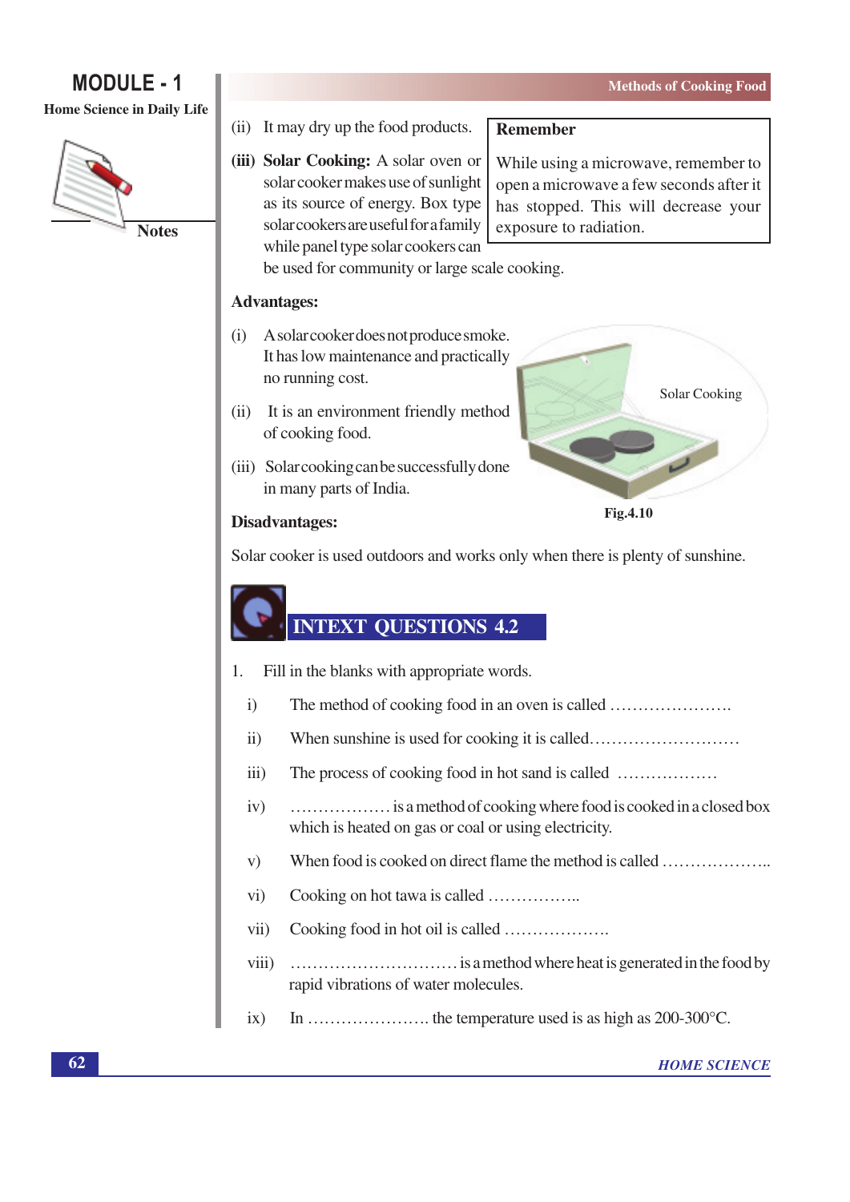(ii) It may dry up the food products.

> **Remember**
>
> While using a microwave, remember to open a microwave a few seconds after it has stopped. This will decrease your exposure to radiation.

**(iii) Solar Cooking:** A solar oven or solar cooker makes use of sunlight as its source of energy. Box type solar cookers are useful for a family while panel type solar cookers can be used for community or large scale cooking.

**Advantages:**

(i) A solar cooker does not produce smoke. It has low maintenance and practically no running cost.

(ii) It is an environment friendly method of cooking food.

(iii) Solar cooking can be successfully done in many parts of India.

Solar Cooking

**Fig.4.10**

**Disadvantages:**

Solar cooker is used outdoors and works only when there is plenty of sunshine.

## INTEXT QUESTIONS 4.2

1. Fill in the blanks with appropriate words.

   i) The method of cooking food in an oven is called ………………….

   ii) When sunshine is used for cooking it is called………………………

   iii) The process of cooking food in hot sand is called ………………

   iv) ……………… is a method of cooking where food is cooked in a closed box which is heated on gas or coal or using electricity.

   v) When food is cooked on direct flame the method is called ………………..

   vi) Cooking on hot tawa is called ……………..

   vii) Cooking food in hot oil is called ……………….

   viii) ………………………… is a method where heat is generated in the food by rapid vibrations of water molecules.

   ix) In …………………. the temperature used is as high as 200-300°C.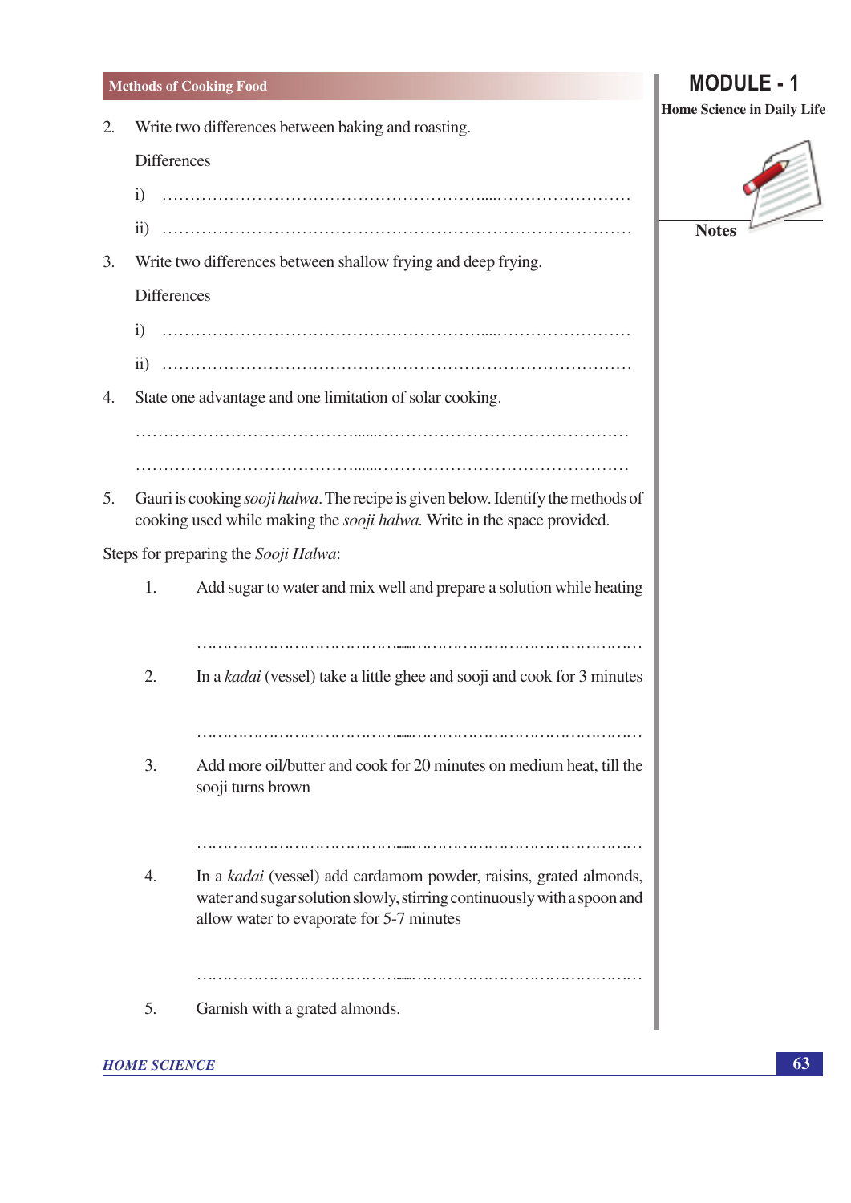2. Write two differences between baking and roasting.

   Differences

   i) ……………………………………………………………………………

   ii) ……………………………………………………………………………

3. Write two differences between shallow frying and deep frying.

   Differences

   i) ……………………………………………………………………………

   ii) ……………………………………………………………………………

4. State one advantage and one limitation of solar cooking.

   ……………………………………………………………………………

   ……………………………………………………………………………

5. Gauri is cooking *sooji halwa*. The recipe is given below. Identify the methods of cooking used while making the *sooji halwa.* Write in the space provided.

Steps for preparing the *Sooji Halwa*:

1. Add sugar to water and mix well and prepare a solution while heating

   ……………………………………………………………………………

2. In a *kadai* (vessel) take a little ghee and sooji and cook for 3 minutes

   ……………………………………………………………………………

3. Add more oil/butter and cook for 20 minutes on medium heat, till the sooji turns brown

   ……………………………………………………………………………

4. In a *kadai* (vessel) add cardamom powder, raisins, grated almonds, water and sugar solution slowly, stirring continuously with a spoon and allow water to evaporate for 5-7 minutes

   ……………………………………………………………………………

5. Garnish with a grated almonds.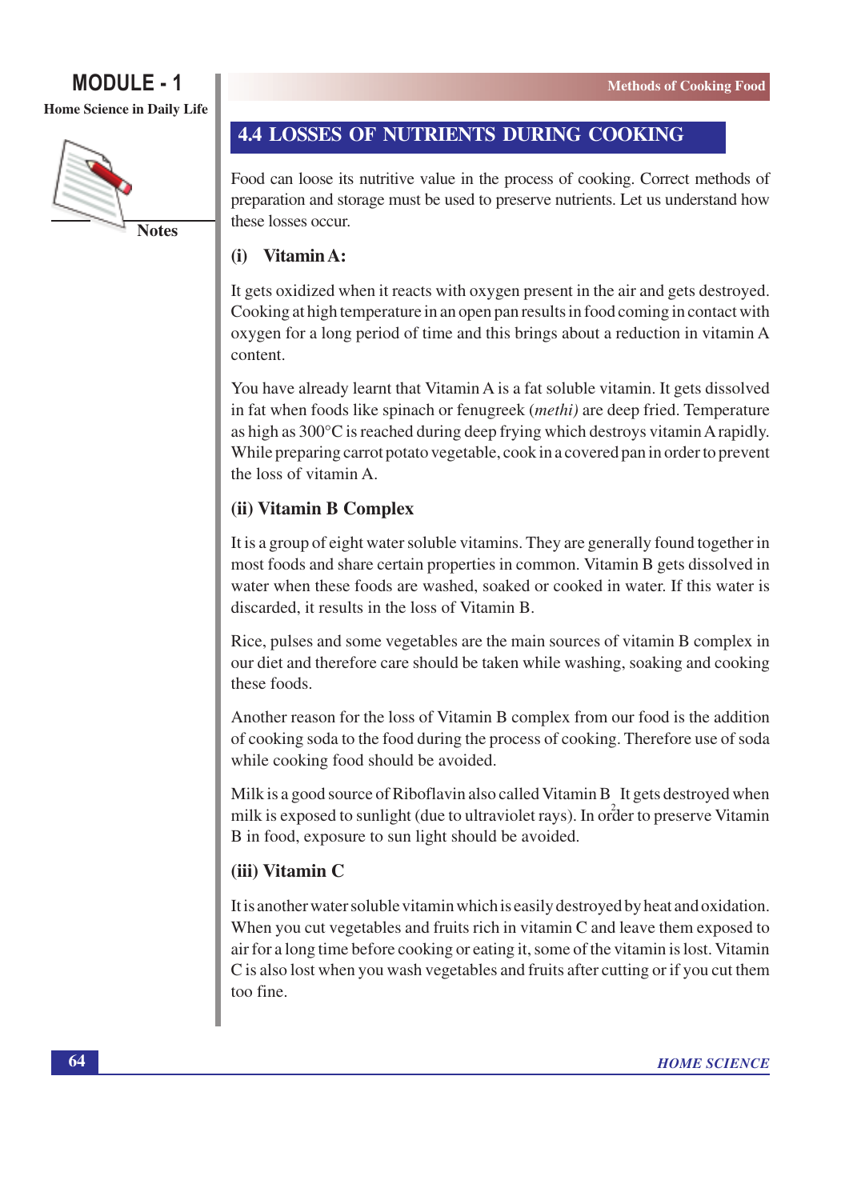## 4.4 LOSSES OF NUTRIENTS DURING COOKING

Food can loose its nutritive value in the process of cooking. Correct methods of preparation and storage must be used to preserve nutrients. Let us understand how these losses occur.

### (i) Vitamin A:

It gets oxidized when it reacts with oxygen present in the air and gets destroyed. Cooking at high temperature in an open pan results in food coming in contact with oxygen for a long period of time and this brings about a reduction in vitamin A content.

You have already learnt that Vitamin A is a fat soluble vitamin. It gets dissolved in fat when foods like spinach or fenugreek (*methi)* are deep fried. Temperature as high as 300°C is reached during deep frying which destroys vitamin A rapidly. While preparing carrot potato vegetable, cook in a covered pan in order to prevent the loss of vitamin A.

### (ii) Vitamin B Complex

It is a group of eight water soluble vitamins. They are generally found together in most foods and share certain properties in common. Vitamin B gets dissolved in water when these foods are washed, soaked or cooked in water. If this water is discarded, it results in the loss of Vitamin B.

Rice, pulses and some vegetables are the main sources of vitamin B complex in our diet and therefore care should be taken while washing, soaking and cooking these foods.

Another reason for the loss of Vitamin B complex from our food is the addition of cooking soda to the food during the process of cooking. Therefore use of soda while cooking food should be avoided.

Milk is a good source of Riboflavin also called Vitamin $B_2$. It gets destroyed when milk is exposed to sunlight (due to ultraviolet rays). In order to preserve Vitamin B in food, exposure to sun light should be avoided.

### (iii) Vitamin C

It is another water soluble vitamin which is easily destroyed by heat and oxidation. When you cut vegetables and fruits rich in vitamin C and leave them exposed to air for a long time before cooking or eating it, some of the vitamin is lost. Vitamin C is also lost when you wash vegetables and fruits after cutting or if you cut them too fine.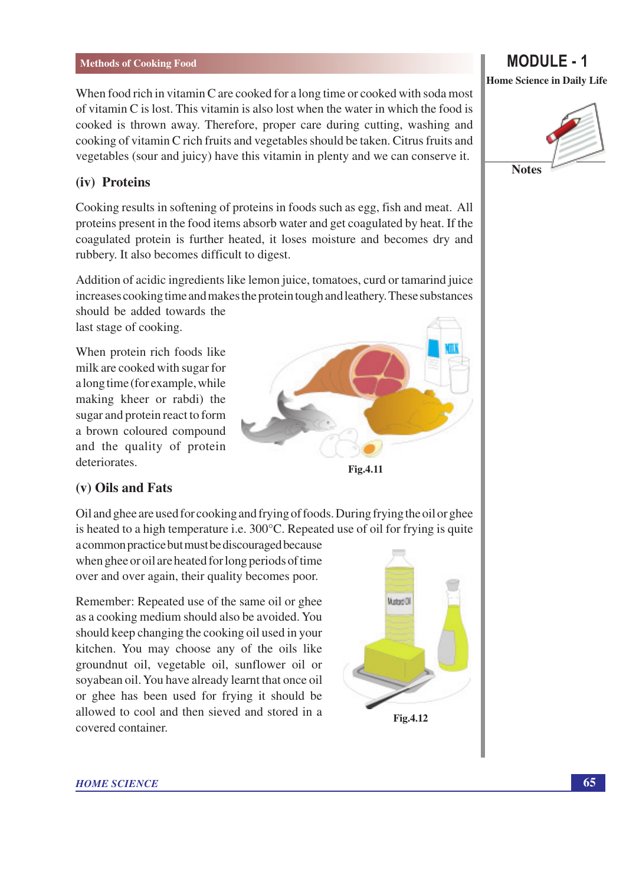When food rich in vitamin C are cooked for a long time or cooked with soda most of vitamin C is lost. This vitamin is also lost when the water in which the food is cooked is thrown away. Therefore, proper care during cutting, washing and cooking of vitamin C rich fruits and vegetables should be taken. Citrus fruits and vegetables (sour and juicy) have this vitamin in plenty and we can conserve it.

### (iv) Proteins

Cooking results in softening of proteins in foods such as egg, fish and meat. All proteins present in the food items absorb water and get coagulated by heat. If the coagulated protein is further heated, it loses moisture and becomes dry and rubbery. It also becomes difficult to digest.

Addition of acidic ingredients like lemon juice, tomatoes, curd or tamarind juice increases cooking time and makes the protein tough and leathery. These substances should be added towards the last stage of cooking.

When protein rich foods like milk are cooked with sugar for a long time (for example, while making kheer or rabdi) the sugar and protein react to form a brown coloured compound and the quality of protein deteriorates.

Fig.4.11

### (v) Oils and Fats

Oil and ghee are used for cooking and frying of foods. During frying the oil or ghee is heated to a high temperature i.e. 300°C. Repeated use of oil for frying is quite a common practice but must be discouraged because when ghee or oil are heated for long periods of time over and over again, their quality becomes poor.

Remember: Repeated use of the same oil or ghee as a cooking medium should also be avoided. You should keep changing the cooking oil used in your kitchen. You may choose any of the oils like groundnut oil, vegetable oil, sunflower oil or soyabean oil. You have already learnt that once oil or ghee has been used for frying it should be allowed to cool and then sieved and stored in a covered container.

Fig.4.12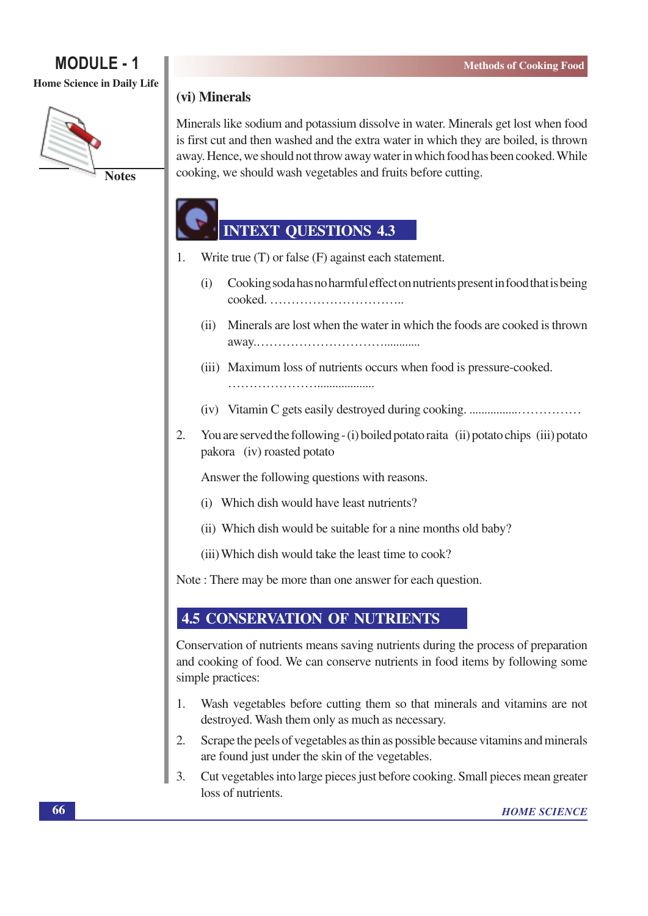### (vi) Minerals

Minerals like sodium and potassium dissolve in water. Minerals get lost when food is first cut and then washed and the extra water in which they are boiled, is thrown away. Hence, we should not throw away water in which food has been cooked. While cooking, we should wash vegetables and fruits before cutting.

## INTEXT QUESTIONS 4.3

1. Write true (T) or false (F) against each statement.

   (i) Cooking soda has no harmful effect on nutrients present in food that is being cooked. ……………………………..

   (ii) Minerals are lost when the water in which the foods are cooked is thrown away..……………………………............

   (iii) Maximum loss of nutrients occurs when food is pressure-cooked. ……………………...................

   (iv) Vitamin C gets easily destroyed during cooking. ................……………

2. You are served the following - (i) boiled potato raita (ii) potato chips (iii) potato pakora (iv) roasted potato

   Answer the following questions with reasons.

   (i) Which dish would have least nutrients?

   (ii) Which dish would be suitable for a nine months old baby?

   (iii) Which dish would take the least time to cook?

Note : There may be more than one answer for each question.

## 4.5 CONSERVATION OF NUTRIENTS

Conservation of nutrients means saving nutrients during the process of preparation and cooking of food. We can conserve nutrients in food items by following some simple practices:

1. Wash vegetables before cutting them so that minerals and vitamins are not destroyed. Wash them only as much as necessary.
2. Scrape the peels of vegetables as thin as possible because vitamins and minerals are found just under the skin of the vegetables.
3. Cut vegetables into large pieces just before cooking. Small pieces mean greater loss of nutrients.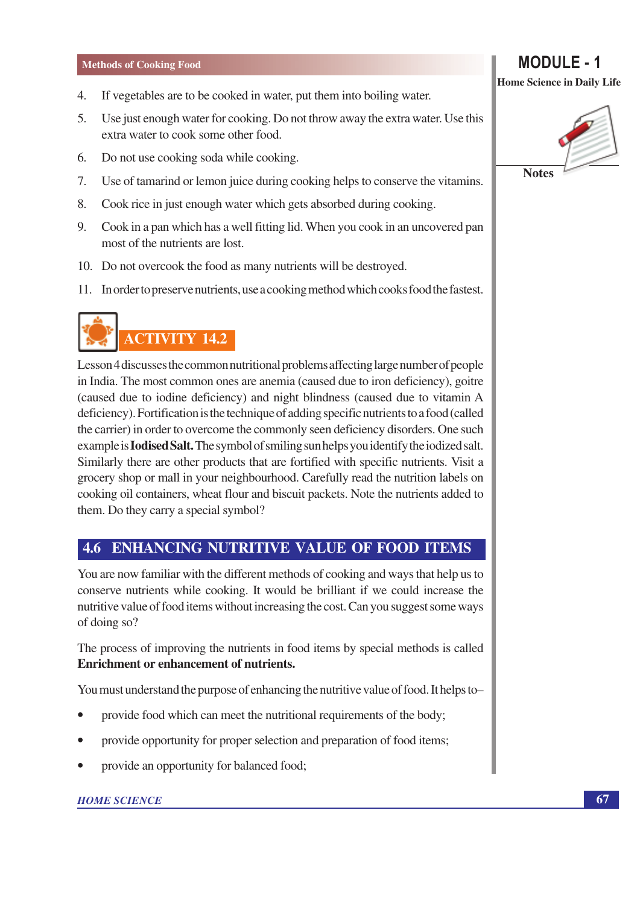4. If vegetables are to be cooked in water, put them into boiling water.
5. Use just enough water for cooking. Do not throw away the extra water. Use this extra water to cook some other food.
6. Do not use cooking soda while cooking.
7. Use of tamarind or lemon juice during cooking helps to conserve the vitamins.
8. Cook rice in just enough water which gets absorbed during cooking.
9. Cook in a pan which has a well fitting lid. When you cook in an uncovered pan most of the nutrients are lost.
10. Do not overcook the food as many nutrients will be destroyed.
11. In order to preserve nutrients, use a cooking method which cooks food the fastest.

### ACTIVITY 14.2

Lesson 4 discusses the common nutritional problems affecting large number of people in India. The most common ones are anemia (caused due to iron deficiency), goitre (caused due to iodine deficiency) and night blindness (caused due to vitamin A deficiency). Fortification is the technique of adding specific nutrients to a food (called the carrier) in order to overcome the commonly seen deficiency disorders. One such example is **Iodised Salt.** The symbol of smiling sun helps you identify the iodized salt. Similarly there are other products that are fortified with specific nutrients. Visit a grocery shop or mall in your neighbourhood. Carefully read the nutrition labels on cooking oil containers, wheat flour and biscuit packets. Note the nutrients added to them. Do they carry a special symbol?

## 4.6 ENHANCING NUTRITIVE VALUE OF FOOD ITEMS

You are now familiar with the different methods of cooking and ways that help us to conserve nutrients while cooking. It would be brilliant if we could increase the nutritive value of food items without increasing the cost. Can you suggest some ways of doing so?

The process of improving the nutrients in food items by special methods is called **Enrichment or enhancement of nutrients.**

You must understand the purpose of enhancing the nutritive value of food. It helps to–

- provide food which can meet the nutritional requirements of the body;
- provide opportunity for proper selection and preparation of food items;
- provide an opportunity for balanced food;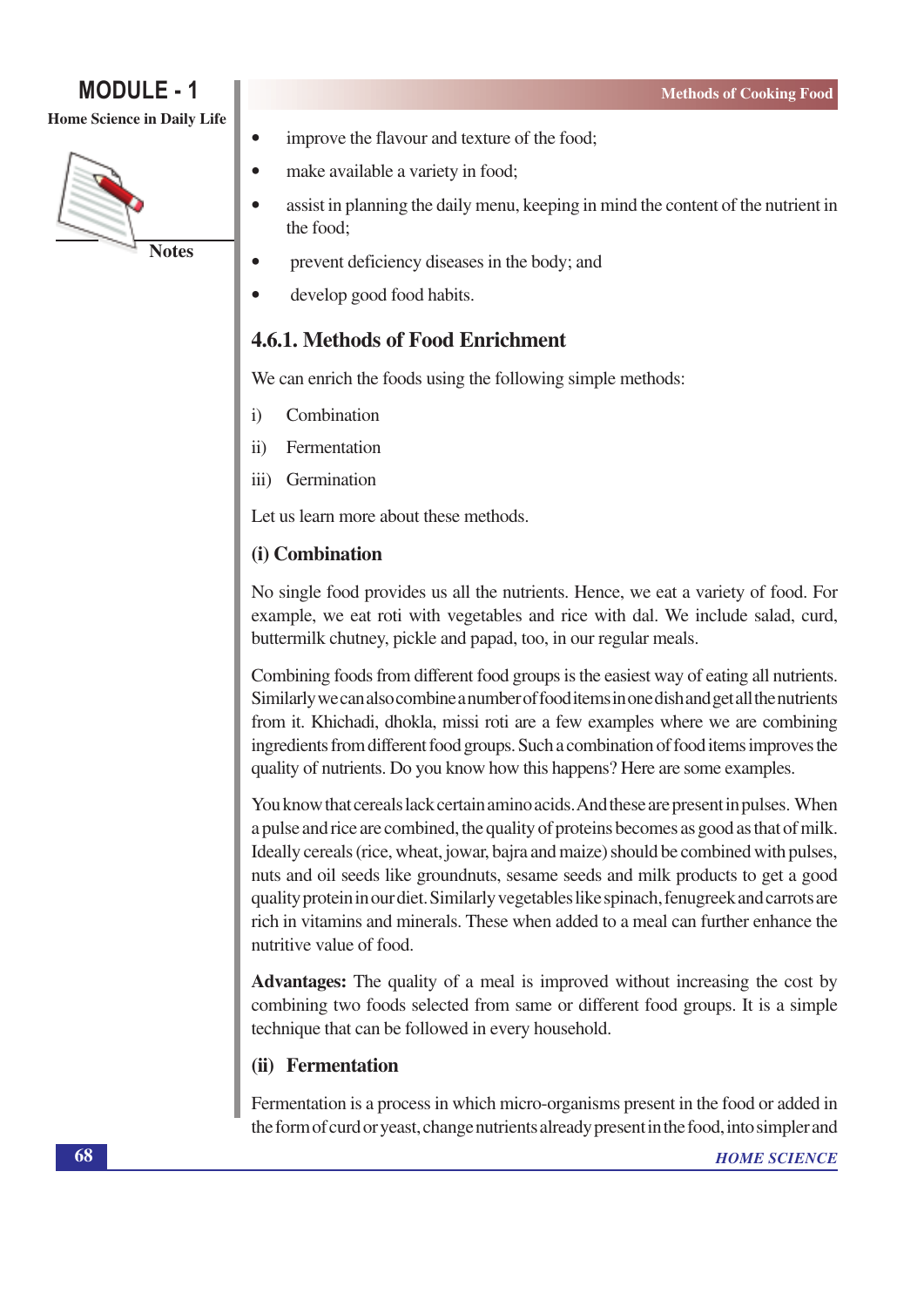- improve the flavour and texture of the food;
- make available a variety in food;
- assist in planning the daily menu, keeping in mind the content of the nutrient in the food;
- prevent deficiency diseases in the body; and
- develop good food habits.

### 4.6.1. Methods of Food Enrichment

We can enrich the foods using the following simple methods:

i) Combination

ii) Fermentation

iii) Germination

Let us learn more about these methods.

#### (i) Combination

No single food provides us all the nutrients. Hence, we eat a variety of food. For example, we eat roti with vegetables and rice with dal. We include salad, curd, buttermilk chutney, pickle and papad, too, in our regular meals.

Combining foods from different food groups is the easiest way of eating all nutrients. Similarly we can also combine a number of food items in one dish and get all the nutrients from it. Khichadi, dhokla, missi roti are a few examples where we are combining ingredients from different food groups. Such a combination of food items improves the quality of nutrients. Do you know how this happens? Here are some examples.

You know that cereals lack certain amino acids. And these are present in pulses. When a pulse and rice are combined, the quality of proteins becomes as good as that of milk. Ideally cereals (rice, wheat, jowar, bajra and maize) should be combined with pulses, nuts and oil seeds like groundnuts, sesame seeds and milk products to get a good quality protein in our diet. Similarly vegetables like spinach, fenugreek and carrots are rich in vitamins and minerals. These when added to a meal can further enhance the nutritive value of food.

**Advantages:** The quality of a meal is improved without increasing the cost by combining two foods selected from same or different food groups. It is a simple technique that can be followed in every household.

#### (ii) Fermentation

Fermentation is a process in which micro-organisms present in the food or added in the form of curd or yeast, change nutrients already present in the food, into simpler and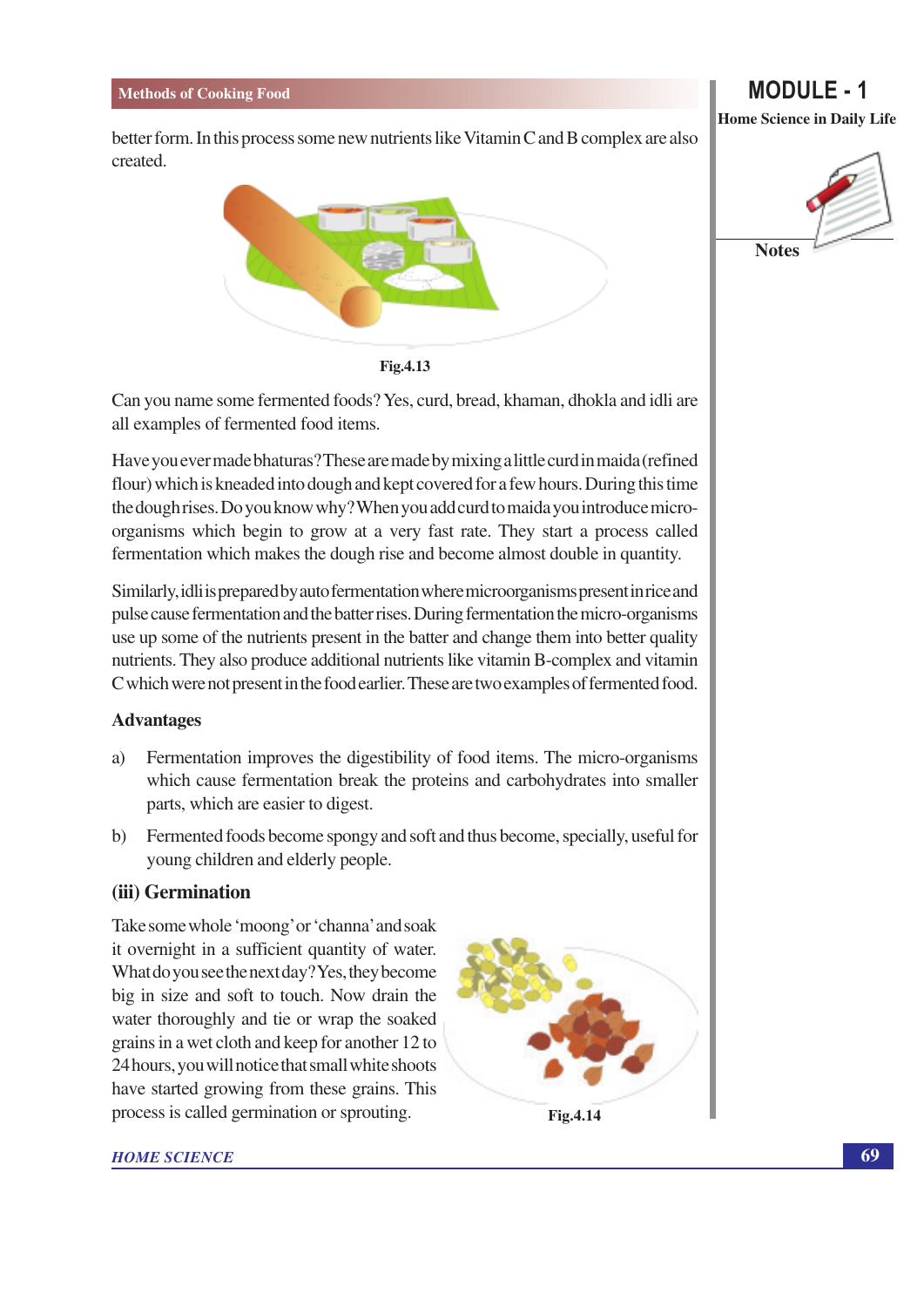better form. In this process some new nutrients like Vitamin C and B complex are also created.

Fig.4.13

Can you name some fermented foods? Yes, curd, bread, khaman, dhokla and idli are all examples of fermented food items.

Have you ever made bhaturas? These are made by mixing a little curd in maida (refined flour) which is kneaded into dough and kept covered for a few hours. During this time the dough rises. Do you know why? When you add curd to maida you introduce micro-organisms which begin to grow at a very fast rate. They start a process called fermentation which makes the dough rise and become almost double in quantity.

Similarly, idli is prepared by auto fermentation where microorganisms present in rice and pulse cause fermentation and the batter rises. During fermentation the micro-organisms use up some of the nutrients present in the batter and change them into better quality nutrients. They also produce additional nutrients like vitamin B-complex and vitamin C which were not present in the food earlier. These are two examples of fermented food.

**Advantages**

a) Fermentation improves the digestibility of food items. The micro-organisms which cause fermentation break the proteins and carbohydrates into smaller parts, which are easier to digest.

b) Fermented foods become spongy and soft and thus become, specially, useful for young children and elderly people.

### (iii) Germination

Take some whole 'moong' or 'channa' and soak it overnight in a sufficient quantity of water. What do you see the next day? Yes, they become big in size and soft to touch. Now drain the water thoroughly and tie or wrap the soaked grains in a wet cloth and keep for another 12 to 24 hours, you will notice that small white shoots have started growing from these grains. This process is called germination or sprouting.

Fig.4.14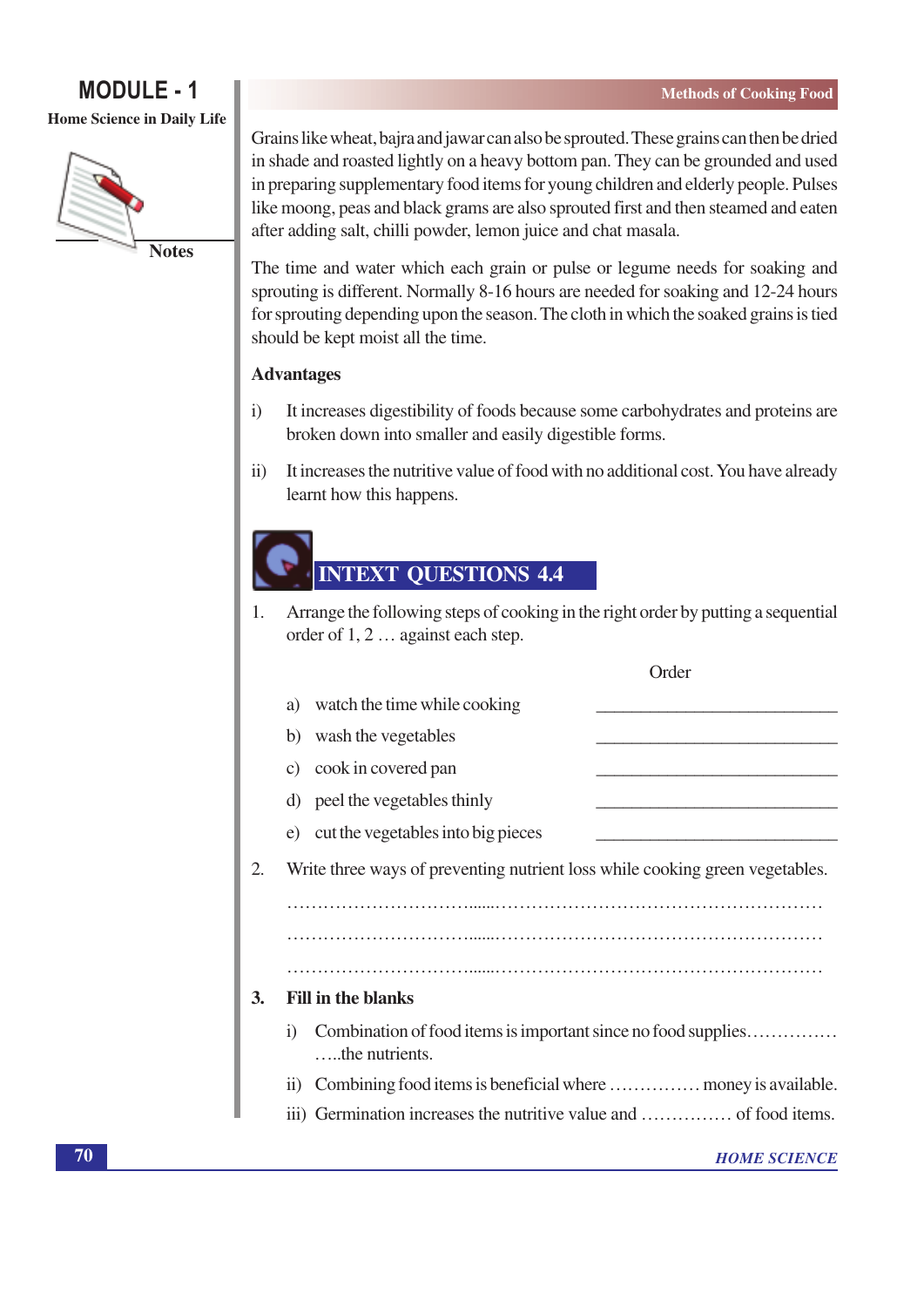Grains like wheat, bajra and jawar can also be sprouted. These grains can then be dried in shade and roasted lightly on a heavy bottom pan. They can be grounded and used in preparing supplementary food items for young children and elderly people. Pulses like moong, peas and black grams are also sprouted first and then steamed and eaten after adding salt, chilli powder, lemon juice and chat masala.

The time and water which each grain or pulse or legume needs for soaking and sprouting is different. Normally 8-16 hours are needed for soaking and 12-24 hours for sprouting depending upon the season. The cloth in which the soaked grains is tied should be kept moist all the time.

### Advantages

i) It increases digestibility of foods because some carbohydrates and proteins are broken down into smaller and easily digestible forms.

ii) It increases the nutritive value of food with no additional cost. You have already learnt how this happens.

## INTEXT QUESTIONS 4.4

1. Arrange the following steps of cooking in the right order by putting a sequential order of 1, 2 … against each step.

| | Order |
|---|---|
| a) watch the time while cooking | ____________________ |
| b) wash the vegetables | ____________________ |
| c) cook in covered pan | ____________________ |
| d) peel the vegetables thinly | ____________________ |
| e) cut the vegetables into big pieces | ____________________ |

2. Write three ways of preventing nutrient loss while cooking green vegetables.

…………………………………………………………………………………………

…………………………………………………………………………………………

…………………………………………………………………………………………

3. **Fill in the blanks**

   i) Combination of food items is important since no food supplies…………… …..the nutrients.

   ii) Combining food items is beneficial where …………… money is available.

   iii) Germination increases the nutritive value and …………… of food items.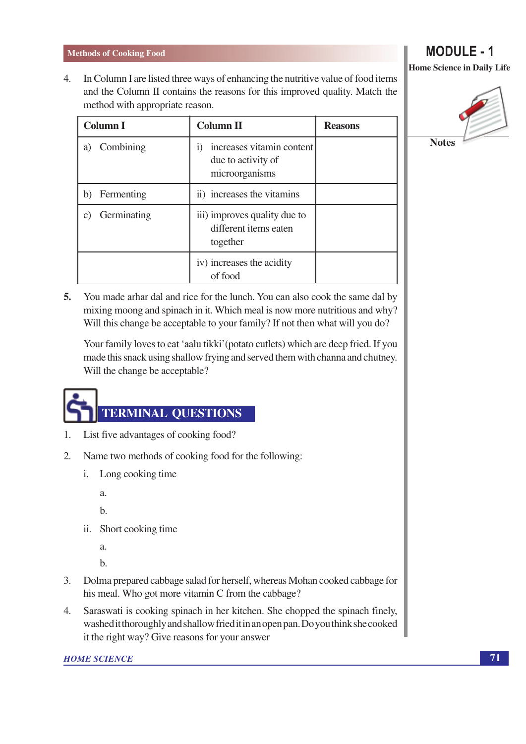4. In Column I are listed three ways of enhancing the nutritive value of food items and the Column II contains the reasons for this improved quality. Match the method with appropriate reason.

| Column I | Column II | Reasons |
|---|---|---|
| a) Combining | i) increases vitamin content due to activity of microorganisms | |
| b) Fermenting | ii) increases the vitamins | |
| c) Germinating | iii) improves quality due to different items eaten together | |
| | iv) increases the acidity of food | |

**5.** You made arhar dal and rice for the lunch. You can also cook the same dal by mixing moong and spinach in it. Which meal is now more nutritious and why? Will this change be acceptable to your family? If not then what will you do?

Your family loves to eat 'aalu tikki' (potato cutlets) which are deep fried. If you made this snack using shallow frying and served them with channa and chutney. Will the change be acceptable?

## TERMINAL QUESTIONS

1. List five advantages of cooking food?

2. Name two methods of cooking food for the following:

   i. Long cooking time

      a.

      b.

   ii. Short cooking time

      a.

      b.

3. Dolma prepared cabbage salad for herself, whereas Mohan cooked cabbage for his meal. Who got more vitamin C from the cabbage?

4. Saraswati is cooking spinach in her kitchen. She chopped the spinach finely, washed it thoroughly and shallow fried it in an open pan. Do you think she cooked it the right way? Give reasons for your answer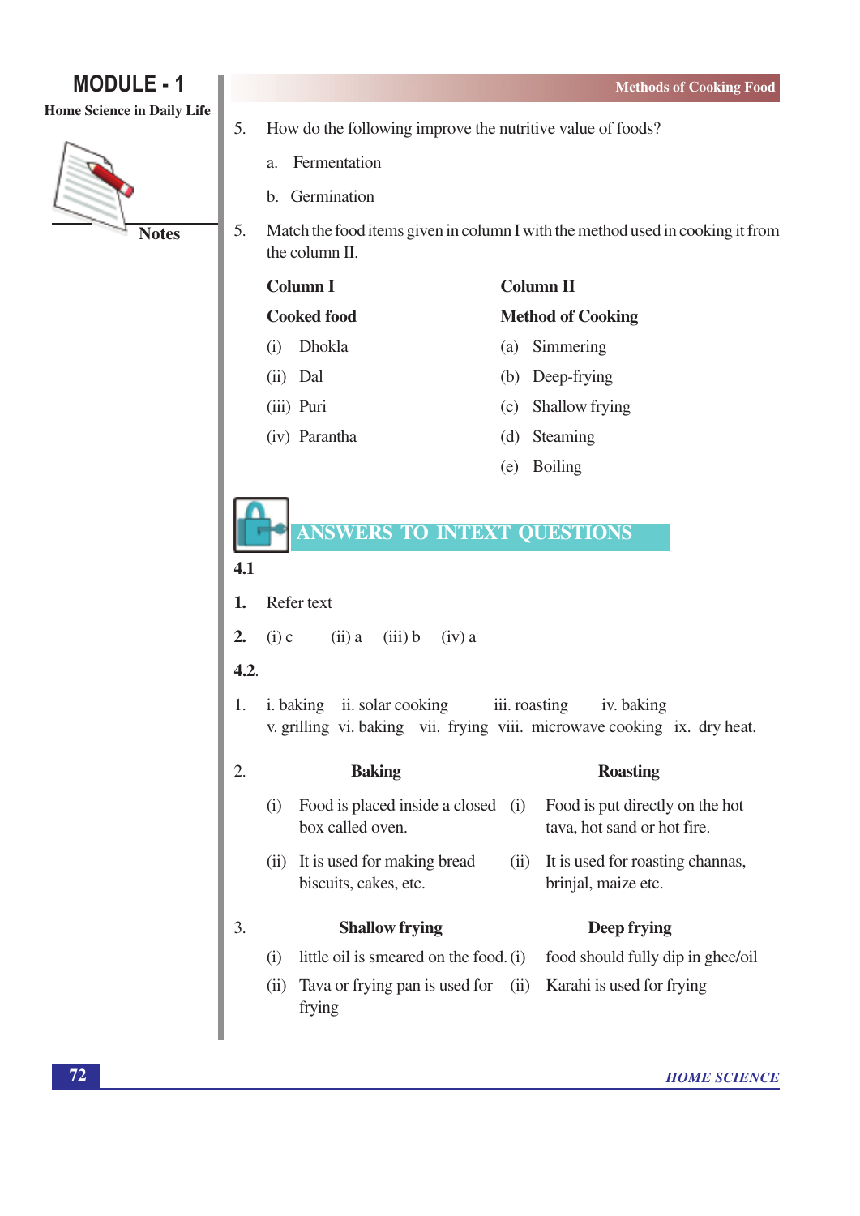5. How do the following improve the nutritive value of foods?

   a. Fermentation

   b. Germination

5. Match the food items given in column I with the method used in cooking it from the column II.

| Column I | Column II |
|---|---|
| **Cooked food** | **Method of Cooking** |
| (i) Dhokla | (a) Simmering |
| (ii) Dal | (b) Deep-frying |
| (iii) Puri | (c) Shallow frying |
| (iv) Parantha | (d) Steaming |
| | (e) Boiling |

## ANSWERS TO INTEXT QUESTIONS

**4.1**

**1.** Refer text

**2.** (i) c (ii) a (iii) b (iv) a

**4.2.**

1. i. baking ii. solar cooking iii. roasting iv. baking v. grilling vi. baking vii. frying viii. microwave cooking ix. dry heat.

2.

| Baking | Roasting |
|---|---|
| (i) Food is placed inside a closed box called oven. | (i) Food is put directly on the hot tava, hot sand or hot fire. |
| (ii) It is used for making bread biscuits, cakes, etc. | (ii) It is used for roasting channas, brinjal, maize etc. |

3.

| Shallow frying | Deep frying |
|---|---|
| (i) little oil is smeared on the food. | (i) food should fully dip in ghee/oil |
| (ii) Tava or frying pan is used for frying | (ii) Karahi is used for frying |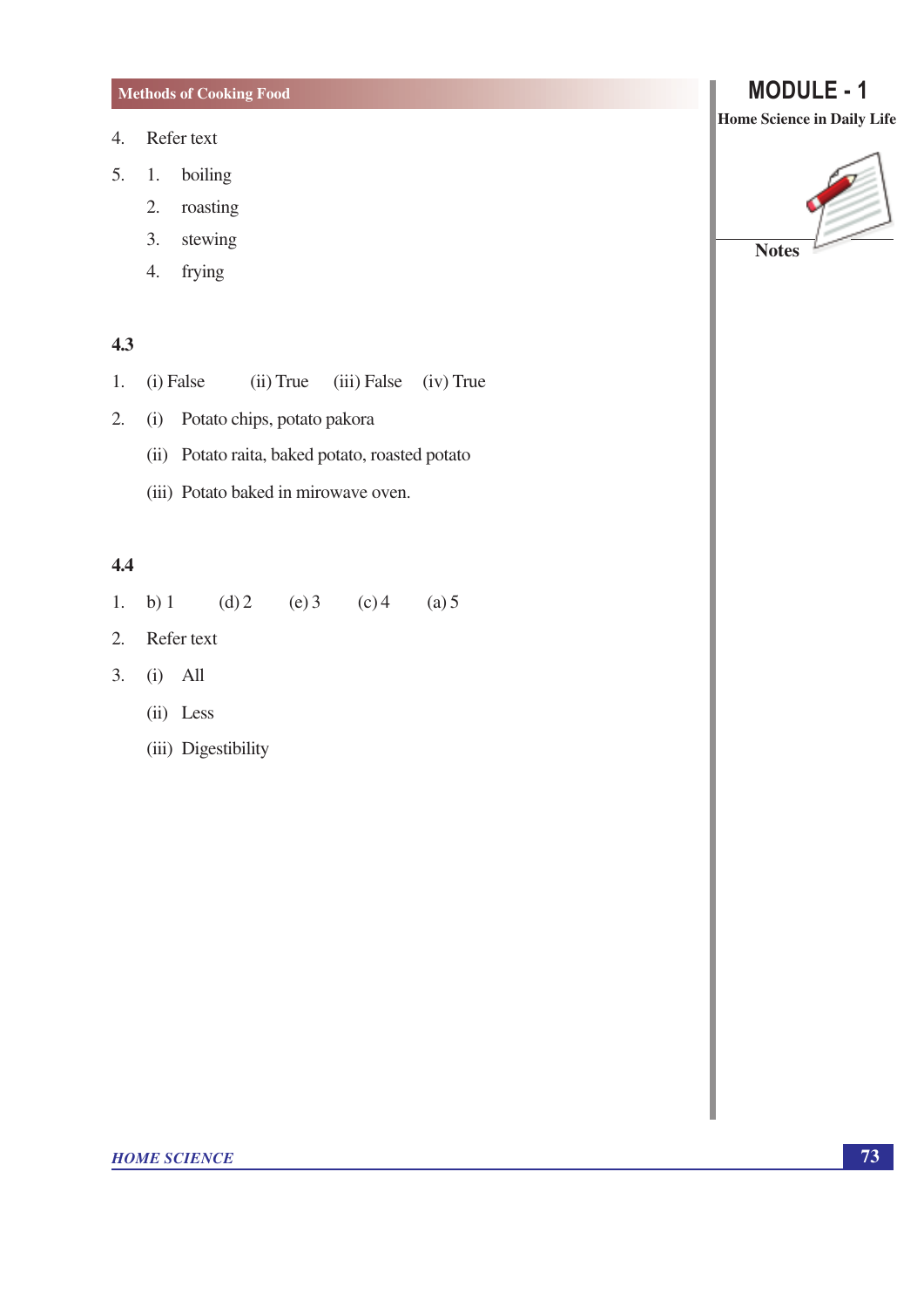4. Refer text

5. 1. boiling
   2. roasting
   3. stewing
   4. frying

### 4.3

1. (i) False (ii) True (iii) False (iv) True

2. (i) Potato chips, potato pakora

   (ii) Potato raita, baked potato, roasted potato

   (iii) Potato baked in mirowave oven.

### 4.4

1. b) 1 (d) 2 (e) 3 (c) 4 (a) 5

2. Refer text

3. (i) All

   (ii) Less

   (iii) Digestibility